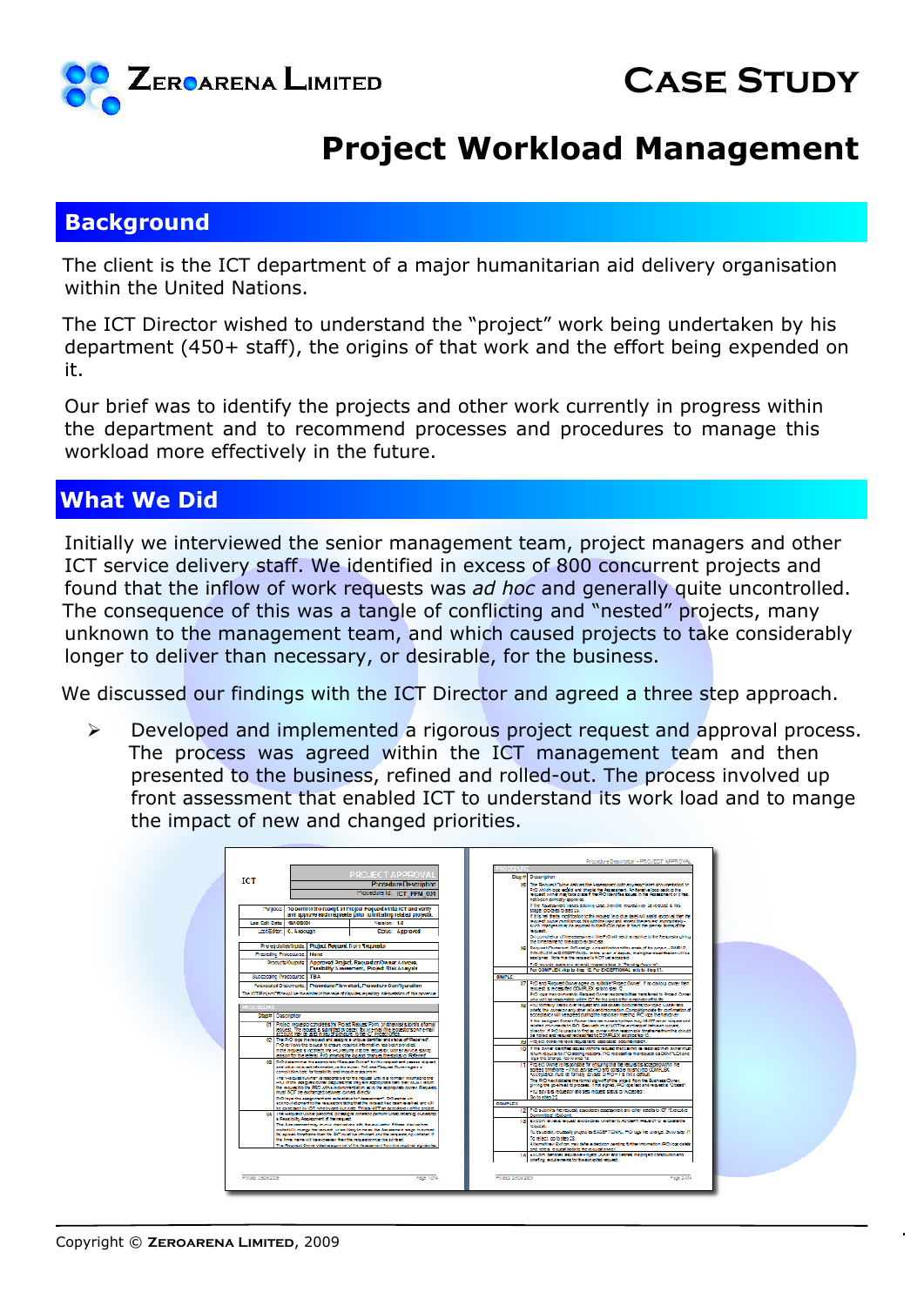# ZeroArena Limited

# Case Study

## Project Workload Management

## Background

The client is the ICT department of a major humanitarian aid delivery organisation within the United Nations.

The ICT Director wished to understand the "project" work being undertaken by his department (450+ staff), the origins of that work and the effort being expended on it.

Our brief was to identify the projects and other work currently in progress within the department and to recommend processes and procedures to manage this workload more effectively in the future.

## What We Did

Initially we interviewed the senior management team, project managers and other ICT service delivery staff. We identified in excess of 800 concurrent projects and found that the inflow of work requests was *ad hoc* and generally quite uncontrolled. The consequence of this was a tangle of conflicting and "nested" projects, many unknown to the management team, and which caused projects to take considerably longer to deliver than necessary, or desirable, for the business.

We discussed our findings with the ICT Director and agreed a three step approach.

- Developed and implemented a rigorous project request and approval process. The process was agreed within the ICT management team and then presented to the business, refined and rolled-out. The process involved up front assessment that enabled ICT to understand its work load and to mange the impact of new and changed priorities.

Copyright © ZeroArena Limited, 2009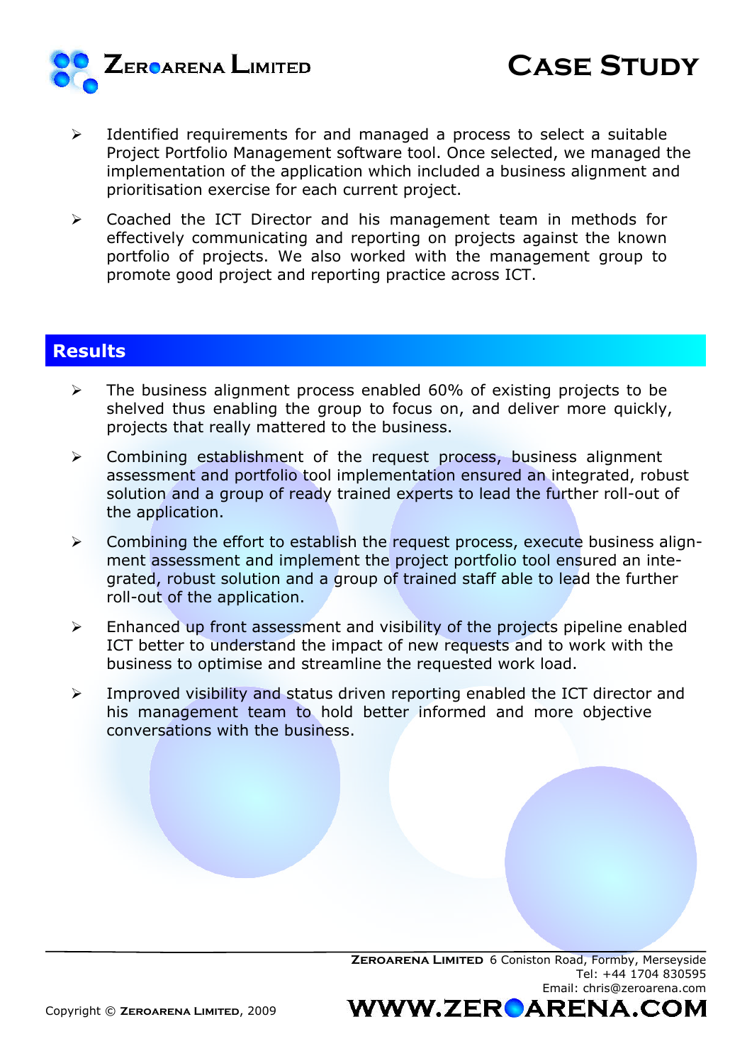- Identified requirements for and managed a process to select a suitable Project Portfolio Management software tool. Once selected, we managed the implementation of the application which included a business alignment and prioritisation exercise for each current project.
- Coached the ICT Director and his management team in methods for effectively communicating and reporting on projects against the known portfolio of projects. We also worked with the management group to promote good project and reporting practice across ICT.

## Results

- The business alignment process enabled 60% of existing projects to be shelved thus enabling the group to focus on, and deliver more quickly, projects that really mattered to the business.
- Combining establishment of the request process, business alignment assessment and portfolio tool implementation ensured an integrated, robust solution and a group of ready trained experts to lead the further roll-out of the application.
- Combining the effort to establish the request process, execute business alignment assessment and implement the project portfolio tool ensured an integrated, robust solution and a group of trained staff able to lead the further roll-out of the application.
- Enhanced up front assessment and visibility of the projects pipeline enabled ICT better to understand the impact of new requests and to work with the business to optimise and streamline the requested work load.
- Improved visibility and status driven reporting enabled the ICT director and his management team to hold better informed and more objective conversations with the business.

**ZEROARENA LIMITED** 6 Coniston Road, Formby, Merseyside
Tel: +44 1704 830595
Email: chris@zeroarena.com

Copyright © **ZEROARENA LIMITED**, 2009

**WWW.ZEROARENA.COM**